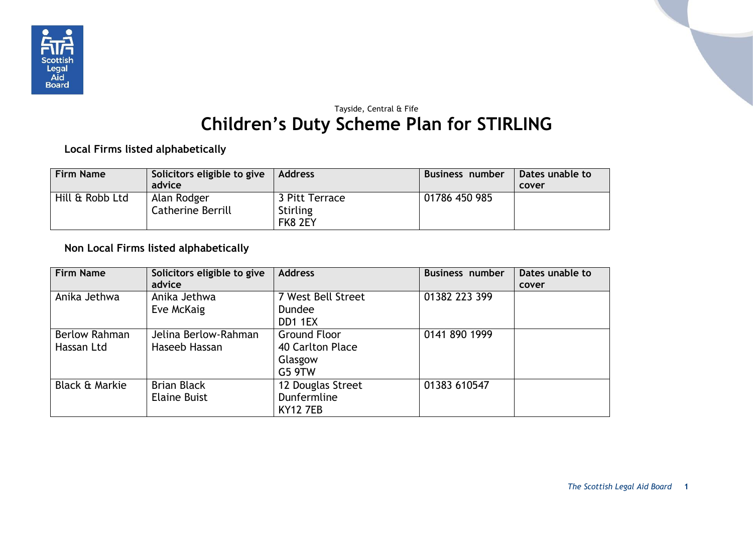Tayside, Central & Fife

# Children's Duty Scheme Plan for STIRLING

**Local Firms listed alphabetically**

| Firm Name | Solicitors eligible to give advice | Address | Business number | Dates unable to cover |
|---|---|---|---|---|
| Hill & Robb Ltd | Alan Rodger<br>Catherine Berrill | 3 Pitt Terrace<br>Stirling<br>FK8 2EY | 01786 450 985 | |

**Non Local Firms listed alphabetically**

| Firm Name | Solicitors eligible to give advice | Address | Business number | Dates unable to cover |
|---|---|---|---|---|
| Anika Jethwa | Anika Jethwa<br>Eve McKaig | 7 West Bell Street<br>Dundee<br>DD1 1EX | 01382 223 399 | |
| Berlow Rahman Hassan Ltd | Jelina Berlow-Rahman<br>Haseeb Hassan | Ground Floor<br>40 Carlton Place<br>Glasgow<br>G5 9TW | 0141 890 1999 | |
| Black & Markie | Brian Black<br>Elaine Buist | 12 Douglas Street<br>Dunfermline<br>KY12 7EB | 01383 610547 | |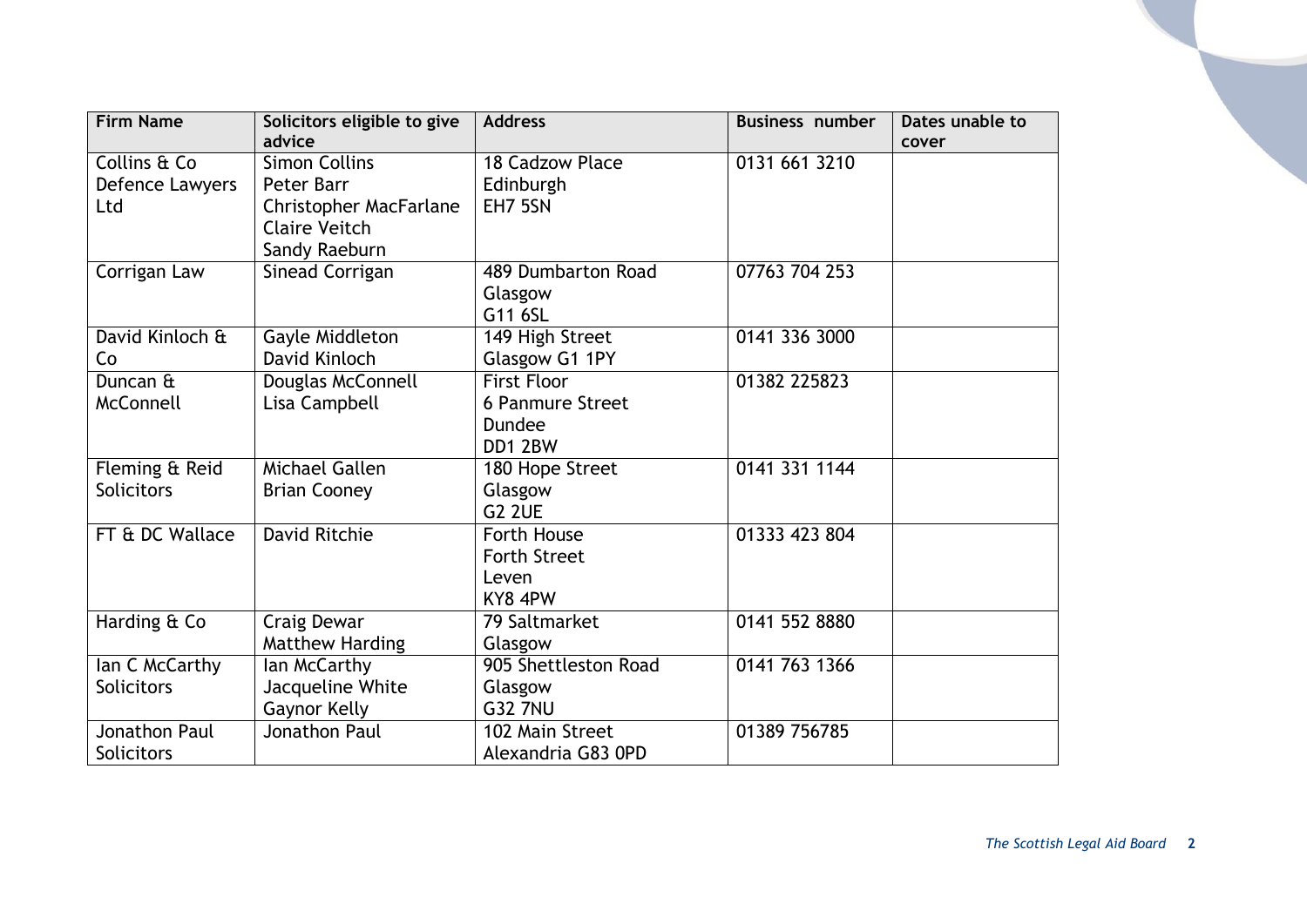| Firm Name | Solicitors eligible to give advice | Address | Business number | Dates unable to cover |
|---|---|---|---|---|
| Collins & Co Defence Lawyers Ltd | Simon Collins<br>Peter Barr<br>Christopher MacFarlane<br>Claire Veitch<br>Sandy Raeburn | 18 Cadzow Place<br>Edinburgh<br>EH7 5SN | 0131 661 3210 | |
| Corrigan Law | Sinead Corrigan | 489 Dumbarton Road<br>Glasgow<br>G11 6SL | 07763 704 253 | |
| David Kinloch & Co | Gayle Middleton<br>David Kinloch | 149 High Street<br>Glasgow G1 1PY | 0141 336 3000 | |
| Duncan & McConnell | Douglas McConnell<br>Lisa Campbell | First Floor<br>6 Panmure Street<br>Dundee<br>DD1 2BW | 01382 225823 | |
| Fleming & Reid Solicitors | Michael Gallen<br>Brian Cooney | 180 Hope Street<br>Glasgow<br>G2 2UE | 0141 331 1144 | |
| FT & DC Wallace | David Ritchie | Forth House<br>Forth Street<br>Leven<br>KY8 4PW | 01333 423 804 | |
| Harding & Co | Craig Dewar<br>Matthew Harding | 79 Saltmarket<br>Glasgow | 0141 552 8880 | |
| Ian C McCarthy Solicitors | Ian McCarthy<br>Jacqueline White<br>Gaynor Kelly | 905 Shettleston Road<br>Glasgow<br>G32 7NU | 0141 763 1366 | |
| Jonathon Paul Solicitors | Jonathon Paul | 102 Main Street<br>Alexandria G83 0PD | 01389 756785 | |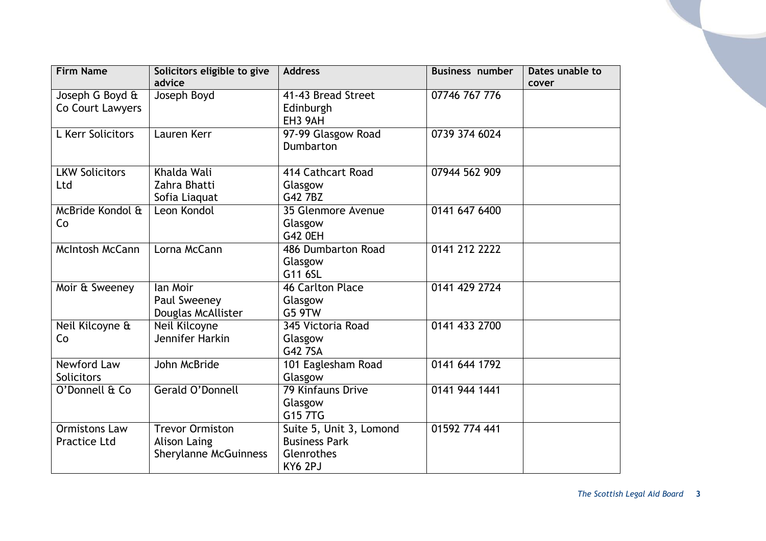| Firm Name | Solicitors eligible to give advice | Address | Business number | Dates unable to cover |
| --- | --- | --- | --- | --- |
| Joseph G Boyd & Co Court Lawyers | Joseph Boyd | 41-43 Bread Street<br>Edinburgh<br>EH3 9AH | 07746 767 776 | |
| L Kerr Solicitors | Lauren Kerr | 97-99 Glasgow Road<br>Dumbarton | 0739 374 6024 | |
| LKW Solicitors Ltd | Khalda Wali<br>Zahra Bhatti<br>Sofia Liaquat | 414 Cathcart Road<br>Glasgow<br>G42 7BZ | 07944 562 909 | |
| McBride Kondol & Co | Leon Kondol | 35 Glenmore Avenue<br>Glasgow<br>G42 0EH | 0141 647 6400 | |
| McIntosh McCann | Lorna McCann | 486 Dumbarton Road<br>Glasgow<br>G11 6SL | 0141 212 2222 | |
| Moir & Sweeney | Ian Moir<br>Paul Sweeney<br>Douglas McAllister | 46 Carlton Place<br>Glasgow<br>G5 9TW | 0141 429 2724 | |
| Neil Kilcoyne & Co | Neil Kilcoyne<br>Jennifer Harkin | 345 Victoria Road<br>Glasgow<br>G42 7SA | 0141 433 2700 | |
| Newford Law Solicitors | John McBride | 101 Eaglesham Road<br>Glasgow | 0141 644 1792 | |
| O'Donnell & Co | Gerald O'Donnell | 79 Kinfauns Drive<br>Glasgow<br>G15 7TG | 0141 944 1441 | |
| Ormistons Law Practice Ltd | Trevor Ormiston<br>Alison Laing<br>Sherylanne McGuinness | Suite 5, Unit 3, Lomond Business Park<br>Glenrothes<br>KY6 2PJ | 01592 774 441 | |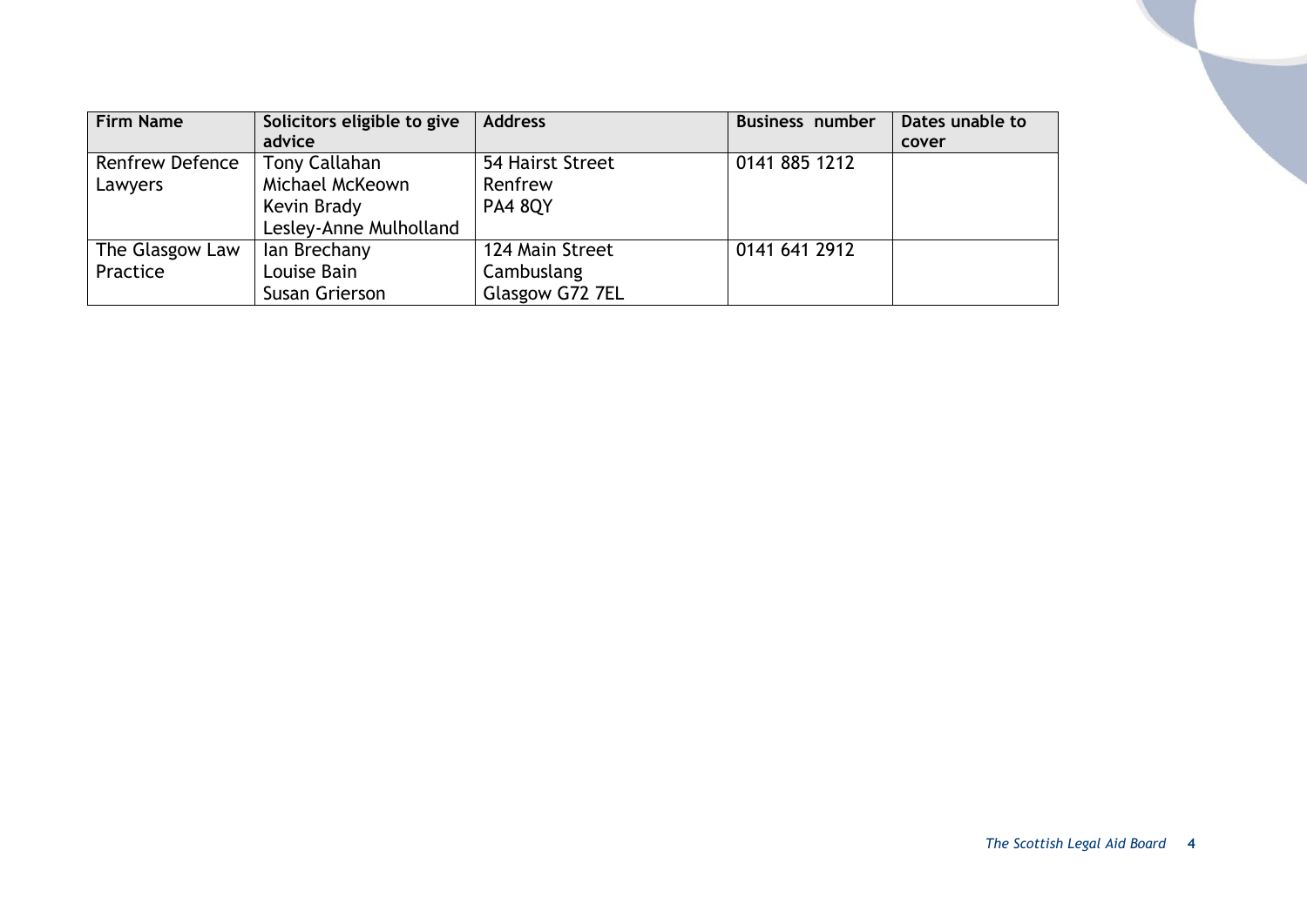| Firm Name | Solicitors eligible to give advice | Address | Business number | Dates unable to cover |
|---|---|---|---|---|
| Renfrew Defence Lawyers | Tony Callahan<br>Michael McKeown<br>Kevin Brady<br>Lesley-Anne Mulholland | 54 Hairst Street<br>Renfrew<br>PA4 8QY | 0141 885 1212 | |
| The Glasgow Law Practice | Ian Brechany<br>Louise Bain<br>Susan Grierson | 124 Main Street<br>Cambuslang<br>Glasgow G72 7EL | 0141 641 2912 | |